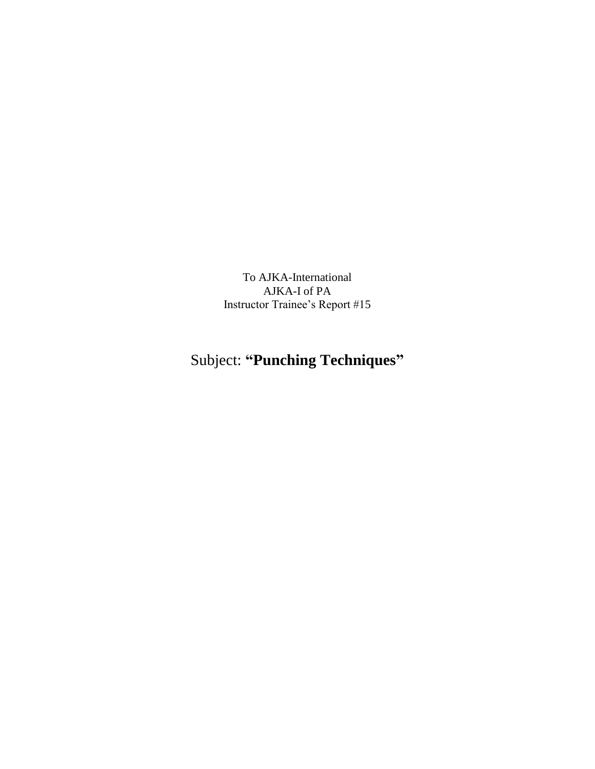To AJKA-International

AJKA-I of PA

Instructor Trainee’s Report #15

# Subject: **“Punching Techniques”**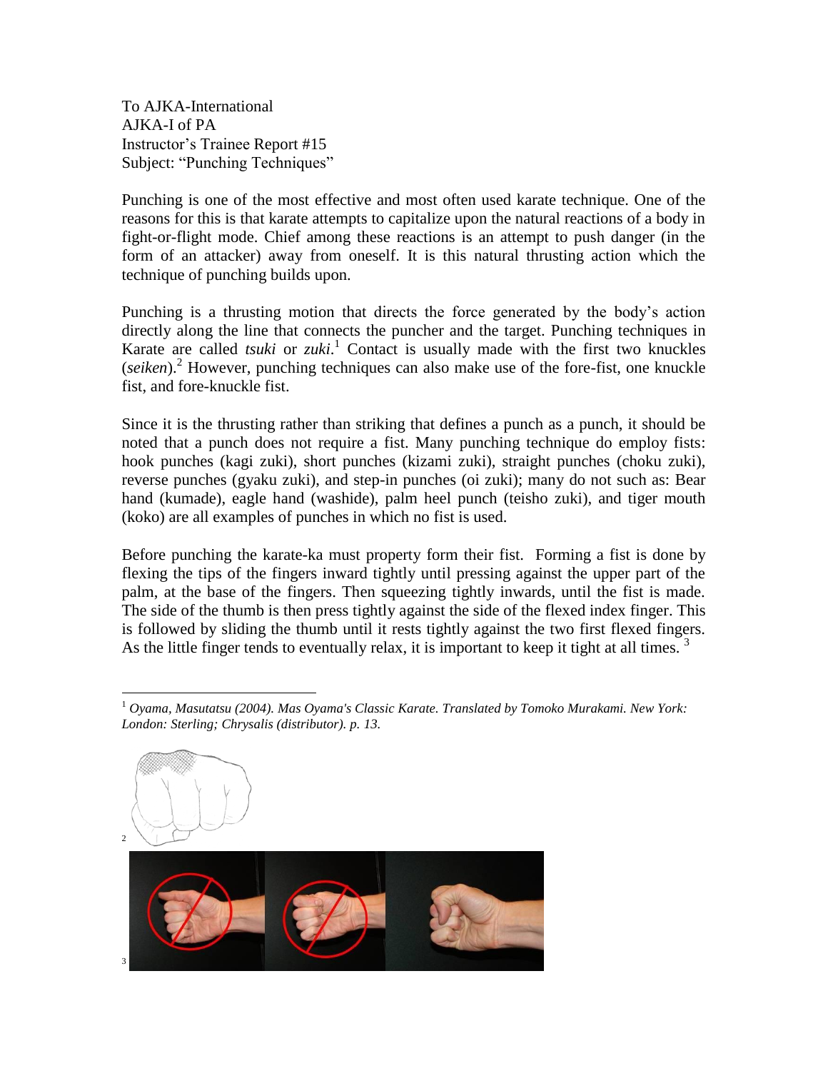To AJKA-International
AJKA-I of PA
Instructor's Trainee Report #15
Subject: "Punching Techniques"

Punching is one of the most effective and most often used karate technique. One of the reasons for this is that karate attempts to capitalize upon the natural reactions of a body in fight-or-flight mode. Chief among these reactions is an attempt to push danger (in the form of an attacker) away from oneself. It is this natural thrusting action which the technique of punching builds upon.

Punching is a thrusting motion that directs the force generated by the body's action directly along the line that connects the puncher and the target. Punching techniques in Karate are called *tsuki* or *zuki*.[1] Contact is usually made with the first two knuckles (*seiken*).[2] However, punching techniques can also make use of the fore-fist, one knuckle fist, and fore-knuckle fist.

Since it is the thrusting rather than striking that defines a punch as a punch, it should be noted that a punch does not require a fist. Many punching technique do employ fists: hook punches (kagi zuki), short punches (kizami zuki), straight punches (choku zuki), reverse punches (gyaku zuki), and step-in punches (oi zuki); many do not such as: Bear hand (kumade), eagle hand (washide), palm heel punch (teisho zuki), and tiger mouth (koko) are all examples of punches in which no fist is used.

Before punching the karate-ka must property form their fist. Forming a fist is done by flexing the tips of the fingers inward tightly until pressing against the upper part of the palm, at the base of the fingers. Then squeezing tightly inwards, until the fist is made. The side of the thumb is then press tightly against the side of the flexed index finger. This is followed by sliding the thumb until it rests tightly against the two first flexed fingers. As the little finger tends to eventually relax, it is important to keep it tight at all times.[3]

---

[1] *Oyama, Masutatsu (2004). Mas Oyama's Classic Karate. Translated by Tomoko Murakami. New York: London: Sterling; Chrysalis (distributor). p. 13.*

[2]

[3]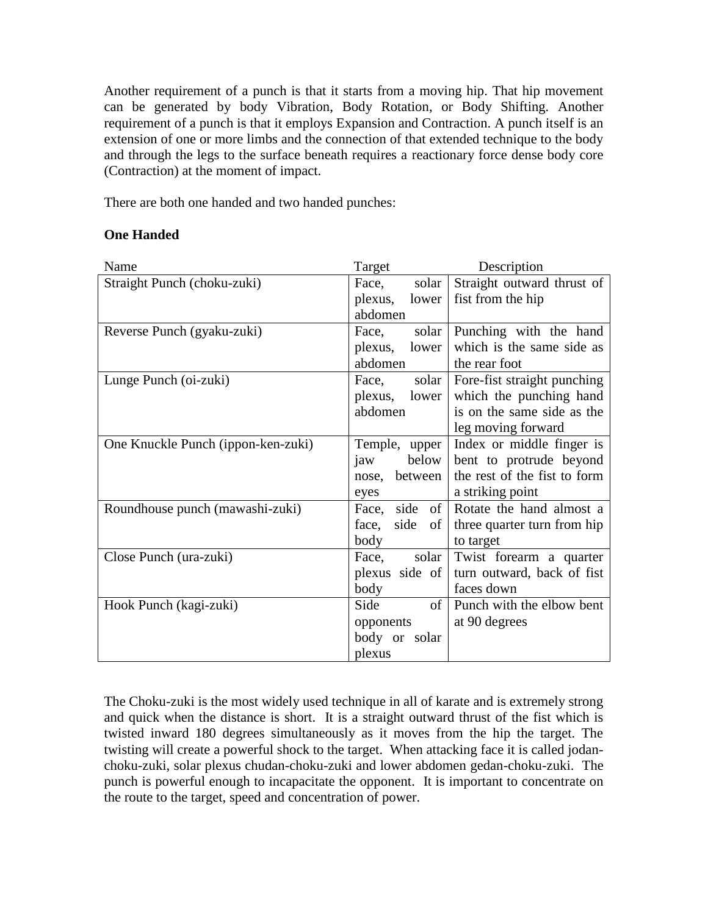Another requirement of a punch is that it starts from a moving hip. That hip movement can be generated by body Vibration, Body Rotation, or Body Shifting. Another requirement of a punch is that it employs Expansion and Contraction. A punch itself is an extension of one or more limbs and the connection of that extended technique to the body and through the legs to the surface beneath requires a reactionary force dense body core (Contraction) at the moment of impact.

There are both one handed and two handed punches:

**One Handed**

| Name | Target | Description |
|---|---|---|
| Straight Punch (choku-zuki) | Face, solar plexus, lower abdomen | Straight outward thrust of fist from the hip |
| Reverse Punch (gyaku-zuki) | Face, solar plexus, lower abdomen | Punching with the hand which is the same side as the rear foot |
| Lunge Punch (oi-zuki) | Face, solar plexus, lower abdomen | Fore-fist straight punching which the punching hand is on the same side as the leg moving forward |
| One Knuckle Punch (ippon-ken-zuki) | Temple, upper jaw below nose, between eyes | Index or middle finger is bent to protrude beyond the rest of the fist to form a striking point |
| Roundhouse punch (mawashi-zuki) | Face, side of face, side of body | Rotate the hand almost a three quarter turn from hip to target |
| Close Punch (ura-zuki) | Face, solar plexus side of body | Twist forearm a quarter turn outward, back of fist faces down |
| Hook Punch (kagi-zuki) | Side of opponents body or solar plexus | Punch with the elbow bent at 90 degrees |

The Choku-zuki is the most widely used technique in all of karate and is extremely strong and quick when the distance is short. It is a straight outward thrust of the fist which is twisted inward 180 degrees simultaneously as it moves from the hip the target. The twisting will create a powerful shock to the target. When attacking face it is called jodan-choku-zuki, solar plexus chudan-choku-zuki and lower abdomen gedan-choku-zuki. The punch is powerful enough to incapacitate the opponent. It is important to concentrate on the route to the target, speed and concentration of power.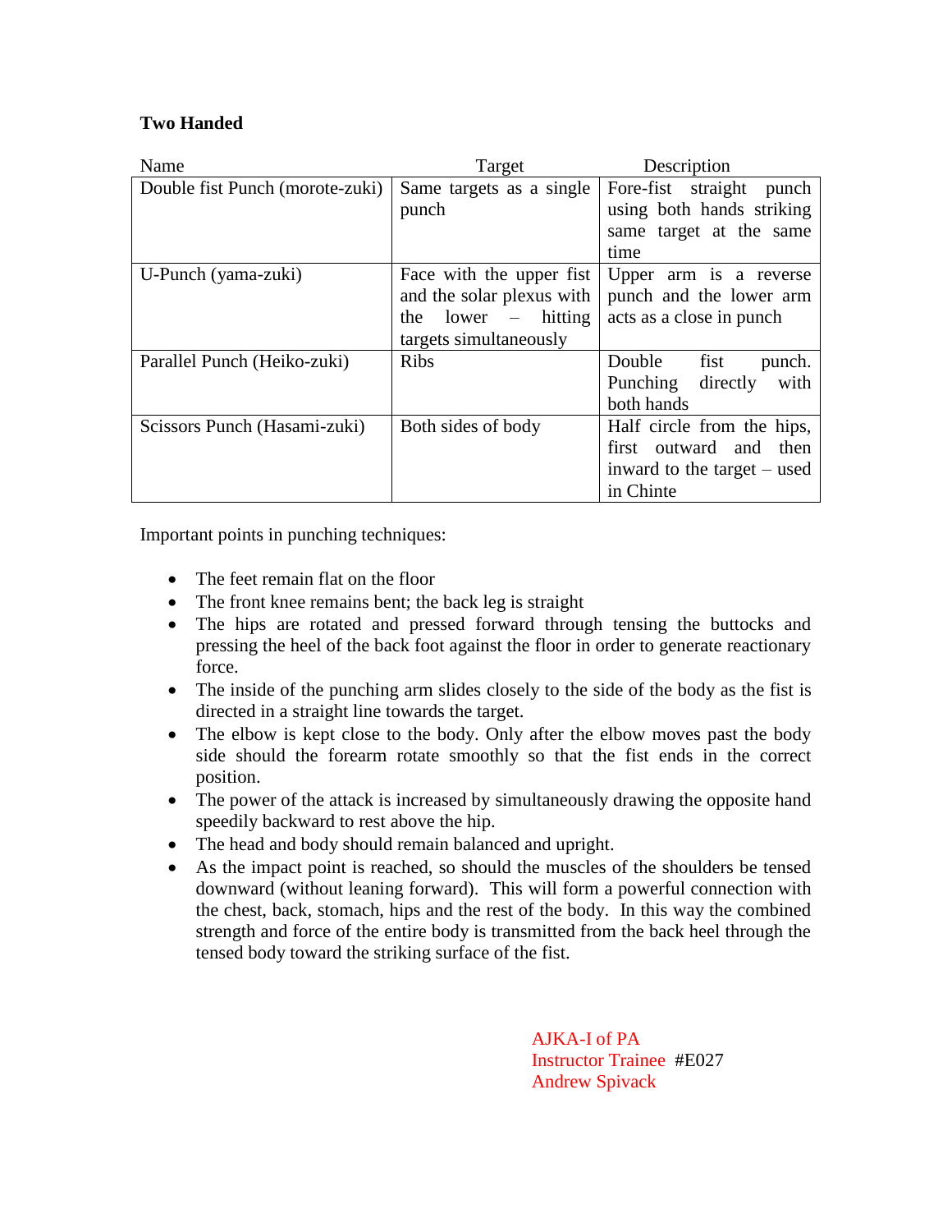**Two Handed**

| Name | Target | Description |
|---|---|---|
| Double fist Punch (morote-zuki) | Same targets as a single punch | Fore-fist straight punch using both hands striking same target at the same time |
| U-Punch (yama-zuki) | Face with the upper fist and the solar plexus with the lower – hitting targets simultaneously | Upper arm is a reverse punch and the lower arm acts as a close in punch |
| Parallel Punch (Heiko-zuki) | Ribs | Double fist punch. Punching directly with both hands |
| Scissors Punch (Hasami-zuki) | Both sides of body | Half circle from the hips, first outward and then inward to the target – used in Chinte |

Important points in punching techniques:

- The feet remain flat on the floor
- The front knee remains bent; the back leg is straight
- The hips are rotated and pressed forward through tensing the buttocks and pressing the heel of the back foot against the floor in order to generate reactionary force.
- The inside of the punching arm slides closely to the side of the body as the fist is directed in a straight line towards the target.
- The elbow is kept close to the body. Only after the elbow moves past the body side should the forearm rotate smoothly so that the fist ends in the correct position.
- The power of the attack is increased by simultaneously drawing the opposite hand speedily backward to rest above the hip.
- The head and body should remain balanced and upright.
- As the impact point is reached, so should the muscles of the shoulders be tensed downward (without leaning forward). This will form a powerful connection with the chest, back, stomach, hips and the rest of the body. In this way the combined strength and force of the entire body is transmitted from the back heel through the tensed body toward the striking surface of the fist.

AJKA-I of PA
Instructor Trainee #E027
Andrew Spivack